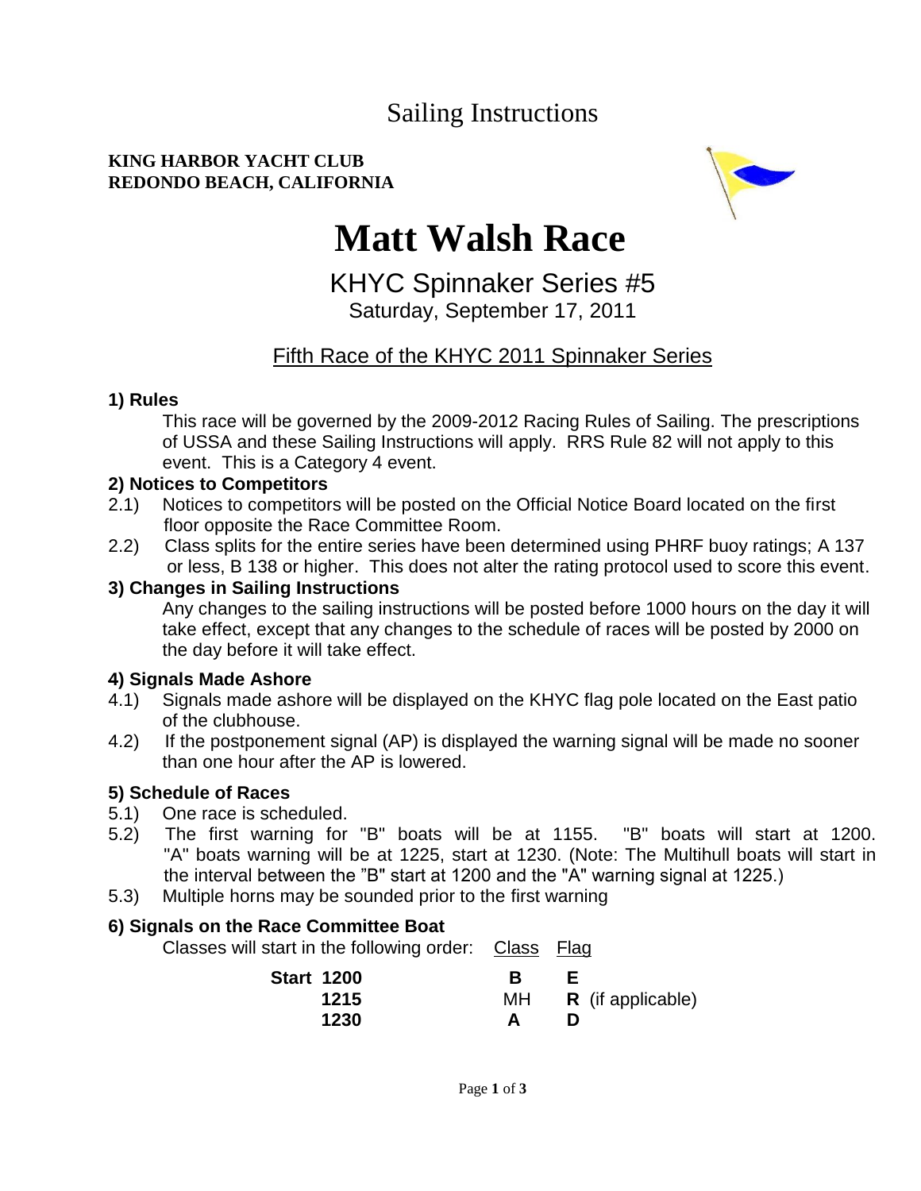# Sailing Instructions

**KING HARBOR YACHT CLUB**
**REDONDO BEACH, CALIFORNIA**

# Matt Walsh Race

## KHYC Spinnaker Series #5

Saturday, September 17, 2011

Fifth Race of the KHYC 2011 Spinnaker Series

### 1) Rules

This race will be governed by the 2009-2012 Racing Rules of Sailing. The prescriptions of USSA and these Sailing Instructions will apply. RRS Rule 82 will not apply to this event. This is a Category 4 event.

### 2) Notices to Competitors

2.1) Notices to competitors will be posted on the Official Notice Board located on the first floor opposite the Race Committee Room.

2.2) Class splits for the entire series have been determined using PHRF buoy ratings; A 137 or less, B 138 or higher. This does not alter the rating protocol used to score this event.

### 3) Changes in Sailing Instructions

Any changes to the sailing instructions will be posted before 1000 hours on the day it will take effect, except that any changes to the schedule of races will be posted by 2000 on the day before it will take effect.

### 4) Signals Made Ashore

4.1) Signals made ashore will be displayed on the KHYC flag pole located on the East patio of the clubhouse.

4.2) If the postponement signal (AP) is displayed the warning signal will be made no sooner than one hour after the AP is lowered.

### 5) Schedule of Races

5.1) One race is scheduled.

5.2) The first warning for "B" boats will be at 1155. "B" boats will start at 1200. "A" boats warning will be at 1225, start at 1230. (Note: The Multihull boats will start in the interval between the "B" start at 1200 and the "A" warning signal at 1225.)

5.3) Multiple horns may be sounded prior to the first warning

### 6) Signals on the Race Committee Boat

Classes will start in the following order:

| Start | Class | Flag |
|---|---|---|
| **1200** | **B** | **E** |
| **1215** | MH | **R** (if applicable) |
| **1230** | **A** | **D** |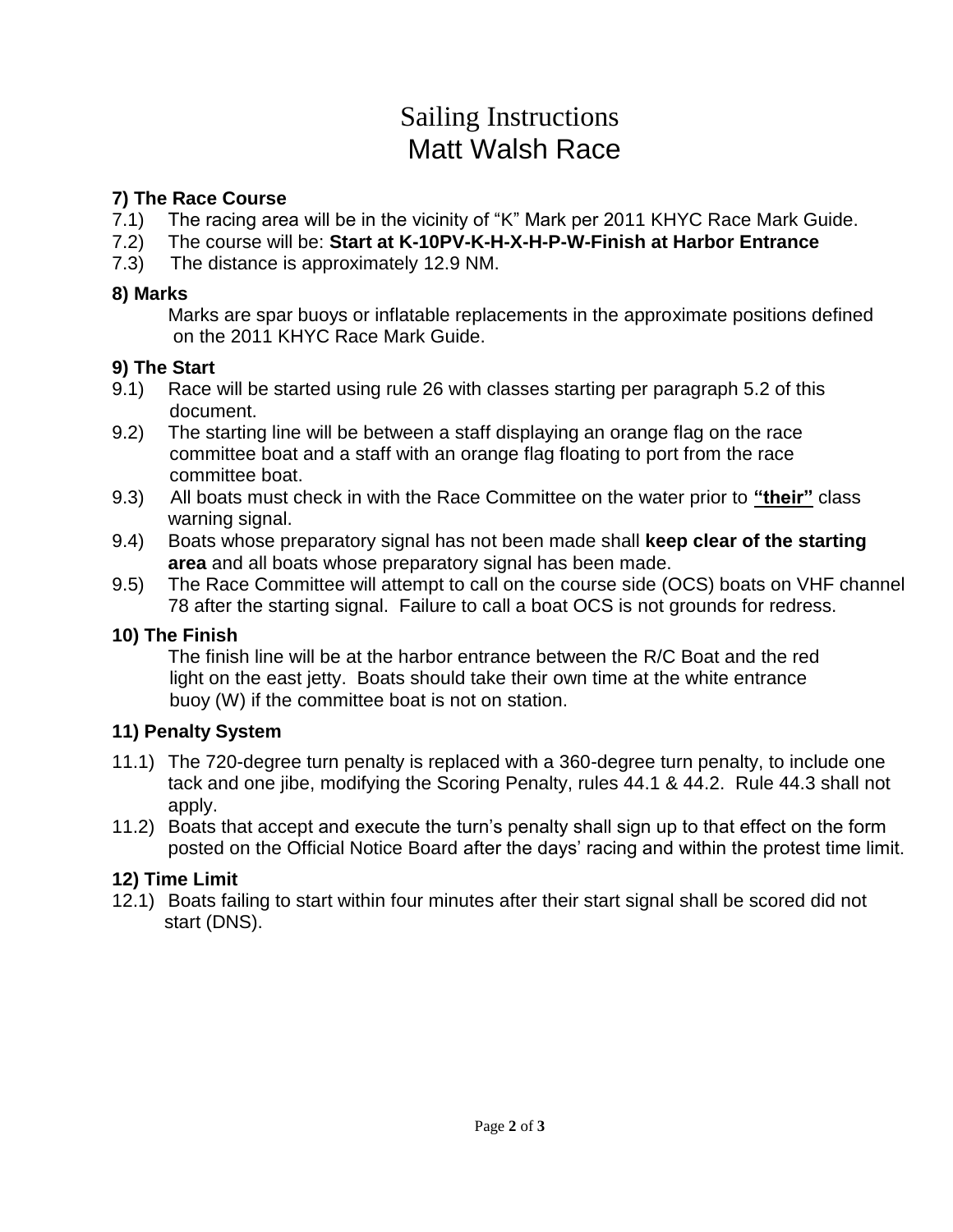# Sailing Instructions
# Matt Walsh Race

### 7) The Race Course

7.1) The racing area will be in the vicinity of "K" Mark per 2011 KHYC Race Mark Guide.

7.2) The course will be: **Start at K-10PV-K-H-X-H-P-W-Finish at Harbor Entrance**

7.3) The distance is approximately 12.9 NM.

### 8) Marks

Marks are spar buoys or inflatable replacements in the approximate positions defined on the 2011 KHYC Race Mark Guide.

### 9) The Start

9.1) Race will be started using rule 26 with classes starting per paragraph 5.2 of this document.

9.2) The starting line will be between a staff displaying an orange flag on the race committee boat and a staff with an orange flag floating to port from the race committee boat.

9.3) All boats must check in with the Race Committee on the water prior to <u>**"their"**</u> class warning signal.

9.4) Boats whose preparatory signal has not been made shall **keep clear of the starting area** and all boats whose preparatory signal has been made.

9.5) The Race Committee will attempt to call on the course side (OCS) boats on VHF channel 78 after the starting signal. Failure to call a boat OCS is not grounds for redress.

### 10) The Finish

The finish line will be at the harbor entrance between the R/C Boat and the red light on the east jetty. Boats should take their own time at the white entrance buoy (W) if the committee boat is not on station.

### 11) Penalty System

11.1) The 720-degree turn penalty is replaced with a 360-degree turn penalty, to include one tack and one jibe, modifying the Scoring Penalty, rules 44.1 & 44.2. Rule 44.3 shall not apply.

11.2) Boats that accept and execute the turn's penalty shall sign up to that effect on the form posted on the Official Notice Board after the days' racing and within the protest time limit.

### 12) Time Limit

12.1) Boats failing to start within four minutes after their start signal shall be scored did not start (DNS).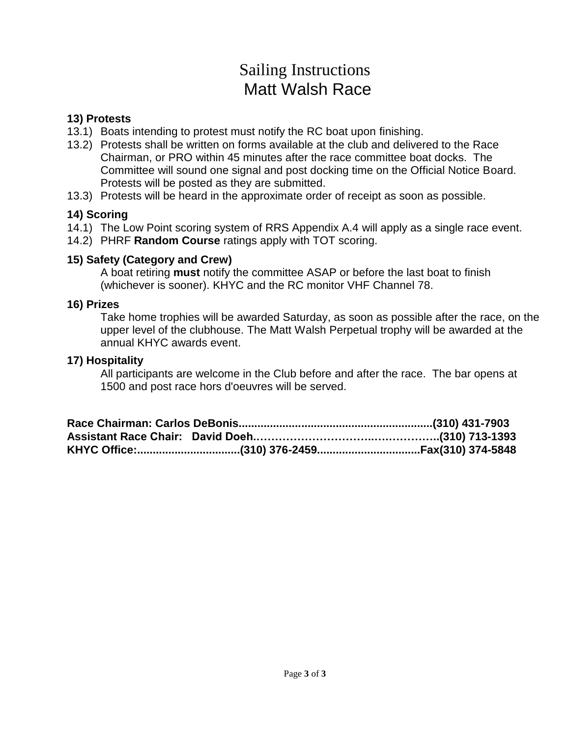# Sailing Instructions
# Matt Walsh Race

### 13) Protests

13.1) Boats intending to protest must notify the RC boat upon finishing.

13.2) Protests shall be written on forms available at the club and delivered to the Race Chairman, or PRO within 45 minutes after the race committee boat docks. The Committee will sound one signal and post docking time on the Official Notice Board. Protests will be posted as they are submitted.

13.3) Protests will be heard in the approximate order of receipt as soon as possible.

### 14) Scoring

14.1) The Low Point scoring system of RRS Appendix A.4 will apply as a single race event.

14.2) PHRF **Random Course** ratings apply with TOT scoring.

### 15) Safety (Category and Crew)

A boat retiring **must** notify the committee ASAP or before the last boat to finish (whichever is sooner). KHYC and the RC monitor VHF Channel 78.

### 16) Prizes

Take home trophies will be awarded Saturday, as soon as possible after the race, on the upper level of the clubhouse. The Matt Walsh Perpetual trophy will be awarded at the annual KHYC awards event.

### 17) Hospitality

All participants are welcome in the Club before and after the race. The bar opens at 1500 and post race hors d'oeuvres will be served.

**Race Chairman: Carlos DeBonis..............................................................(310) 431-7903**
**Assistant Race Chair: David Doeh.………………………….……………..(310) 713-1393**
**KHYC Office:.................................(310) 376-2459.................................Fax(310) 374-5848**